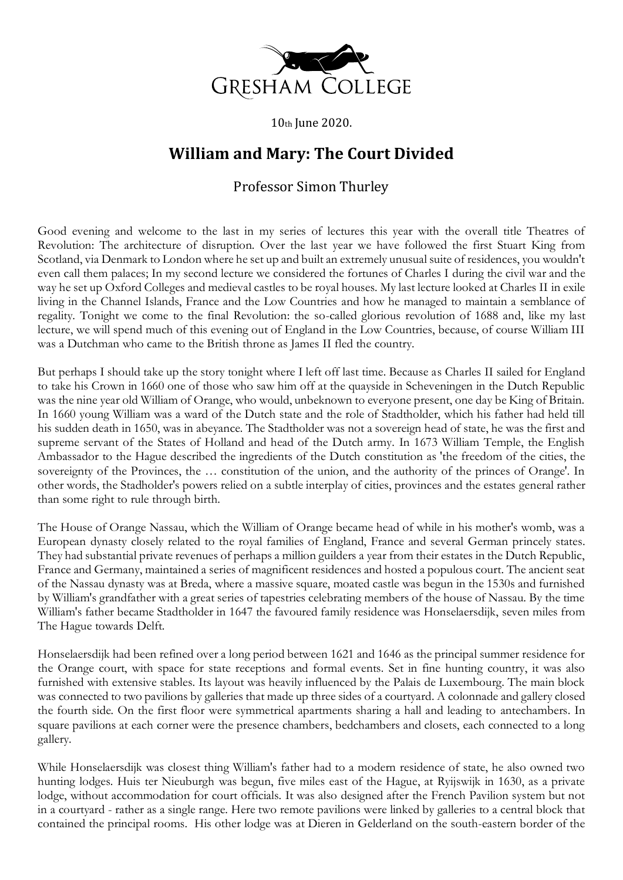GRESHAM COLLEGE

10th June 2020.

# William and Mary: The Court Divided

## Professor Simon Thurley

Good evening and welcome to the last in my series of lectures this year with the overall title Theatres of Revolution: The architecture of disruption. Over the last year we have followed the first Stuart King from Scotland, via Denmark to London where he set up and built an extremely unusual suite of residences, you wouldn't even call them palaces; In my second lecture we considered the fortunes of Charles I during the civil war and the way he set up Oxford Colleges and medieval castles to be royal houses. My last lecture looked at Charles II in exile living in the Channel Islands, France and the Low Countries and how he managed to maintain a semblance of regality. Tonight we come to the final Revolution: the so-called glorious revolution of 1688 and, like my last lecture, we will spend much of this evening out of England in the Low Countries, because, of course William III was a Dutchman who came to the British throne as James II fled the country.

But perhaps I should take up the story tonight where I left off last time. Because as Charles II sailed for England to take his Crown in 1660 one of those who saw him off at the quayside in Scheveningen in the Dutch Republic was the nine year old William of Orange, who would, unbeknown to everyone present, one day be King of Britain. In 1660 young William was a ward of the Dutch state and the role of Stadtholder, which his father had held till his sudden death in 1650, was in abeyance. The Stadtholder was not a sovereign head of state, he was the first and supreme servant of the States of Holland and head of the Dutch army. In 1673 William Temple, the English Ambassador to the Hague described the ingredients of the Dutch constitution as 'the freedom of the cities, the sovereignty of the Provinces, the … constitution of the union, and the authority of the princes of Orange'. In other words, the Stadholder's powers relied on a subtle interplay of cities, provinces and the estates general rather than some right to rule through birth.

The House of Orange Nassau, which the William of Orange became head of while in his mother's womb, was a European dynasty closely related to the royal families of England, France and several German princely states. They had substantial private revenues of perhaps a million guilders a year from their estates in the Dutch Republic, France and Germany, maintained a series of magnificent residences and hosted a populous court. The ancient seat of the Nassau dynasty was at Breda, where a massive square, moated castle was begun in the 1530s and furnished by William's grandfather with a great series of tapestries celebrating members of the house of Nassau. By the time William's father became Stadtholder in 1647 the favoured family residence was Honselaersdijk, seven miles from The Hague towards Delft.

Honselaersdijk had been refined over a long period between 1621 and 1646 as the principal summer residence for the Orange court, with space for state receptions and formal events. Set in fine hunting country, it was also furnished with extensive stables. Its layout was heavily influenced by the Palais de Luxembourg. The main block was connected to two pavilions by galleries that made up three sides of a courtyard. A colonnade and gallery closed the fourth side. On the first floor were symmetrical apartments sharing a hall and leading to antechambers. In square pavilions at each corner were the presence chambers, bedchambers and closets, each connected to a long gallery.

While Honselaersdijk was closest thing William's father had to a modern residence of state, he also owned two hunting lodges. Huis ter Nieuburgh was begun, five miles east of the Hague, at Ryijswijk in 1630, as a private lodge, without accommodation for court officials. It was also designed after the French Pavilion system but not in a courtyard - rather as a single range. Here two remote pavilions were linked by galleries to a central block that contained the principal rooms. His other lodge was at Dieren in Gelderland on the south-eastern border of the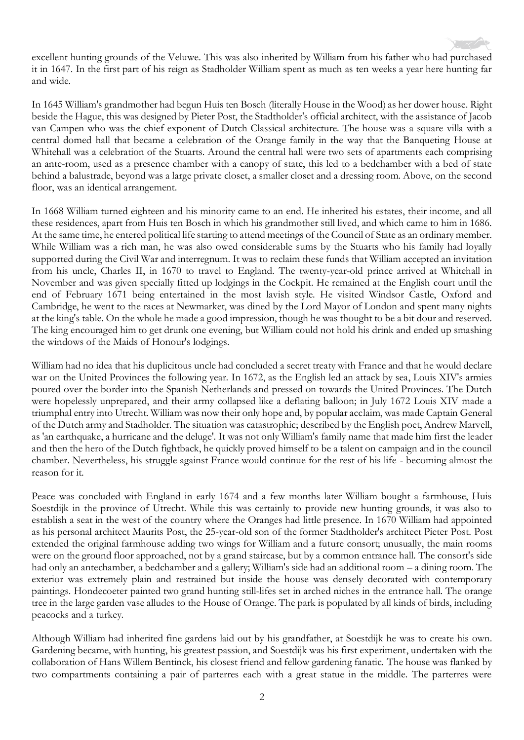excellent hunting grounds of the Veluwe. This was also inherited by William from his father who had purchased it in 1647. In the first part of his reign as Stadholder William spent as much as ten weeks a year here hunting far and wide.

In 1645 William's grandmother had begun Huis ten Bosch (literally House in the Wood) as her dower house. Right beside the Hague, this was designed by Pieter Post, the Stadtholder's official architect, with the assistance of Jacob van Campen who was the chief exponent of Dutch Classical architecture. The house was a square villa with a central domed hall that became a celebration of the Orange family in the way that the Banqueting House at Whitehall was a celebration of the Stuarts. Around the central hall were two sets of apartments each comprising an ante-room, used as a presence chamber with a canopy of state, this led to a bedchamber with a bed of state behind a balustrade, beyond was a large private closet, a smaller closet and a dressing room. Above, on the second floor, was an identical arrangement.

In 1668 William turned eighteen and his minority came to an end. He inherited his estates, their income, and all these residences, apart from Huis ten Bosch in which his grandmother still lived, and which came to him in 1686. At the same time, he entered political life starting to attend meetings of the Council of State as an ordinary member. While William was a rich man, he was also owed considerable sums by the Stuarts who his family had loyally supported during the Civil War and interregnum. It was to reclaim these funds that William accepted an invitation from his uncle, Charles II, in 1670 to travel to England. The twenty-year-old prince arrived at Whitehall in November and was given specially fitted up lodgings in the Cockpit. He remained at the English court until the end of February 1671 being entertained in the most lavish style. He visited Windsor Castle, Oxford and Cambridge, he went to the races at Newmarket, was dined by the Lord Mayor of London and spent many nights at the king's table. On the whole he made a good impression, though he was thought to be a bit dour and reserved. The king encouraged him to get drunk one evening, but William could not hold his drink and ended up smashing the windows of the Maids of Honour's lodgings.

William had no idea that his duplicitous uncle had concluded a secret treaty with France and that he would declare war on the United Provinces the following year. In 1672, as the English led an attack by sea, Louis XIV's armies poured over the border into the Spanish Netherlands and pressed on towards the United Provinces. The Dutch were hopelessly unprepared, and their army collapsed like a deflating balloon; in July 1672 Louis XIV made a triumphal entry into Utrecht. William was now their only hope and, by popular acclaim, was made Captain General of the Dutch army and Stadholder. The situation was catastrophic; described by the English poet, Andrew Marvell, as 'an earthquake, a hurricane and the deluge'. It was not only William's family name that made him first the leader and then the hero of the Dutch fightback, he quickly proved himself to be a talent on campaign and in the council chamber. Nevertheless, his struggle against France would continue for the rest of his life - becoming almost the reason for it.

Peace was concluded with England in early 1674 and a few months later William bought a farmhouse, Huis Soestdijk in the province of Utrecht. While this was certainly to provide new hunting grounds, it was also to establish a seat in the west of the country where the Oranges had little presence. In 1670 William had appointed as his personal architect Maurits Post, the 25-year-old son of the former Stadtholder's architect Pieter Post. Post extended the original farmhouse adding two wings for William and a future consort; unusually, the main rooms were on the ground floor approached, not by a grand staircase, but by a common entrance hall. The consort's side had only an antechamber, a bedchamber and a gallery; William's side had an additional room – a dining room. The exterior was extremely plain and restrained but inside the house was densely decorated with contemporary paintings. Hondecoeter painted two grand hunting still-lifes set in arched niches in the entrance hall. The orange tree in the large garden vase alludes to the House of Orange. The park is populated by all kinds of birds, including peacocks and a turkey.

Although William had inherited fine gardens laid out by his grandfather, at Soestdijk he was to create his own. Gardening became, with hunting, his greatest passion, and Soestdijk was his first experiment, undertaken with the collaboration of Hans Willem Bentinck, his closest friend and fellow gardening fanatic. The house was flanked by two compartments containing a pair of parterres each with a great statue in the middle. The parterres were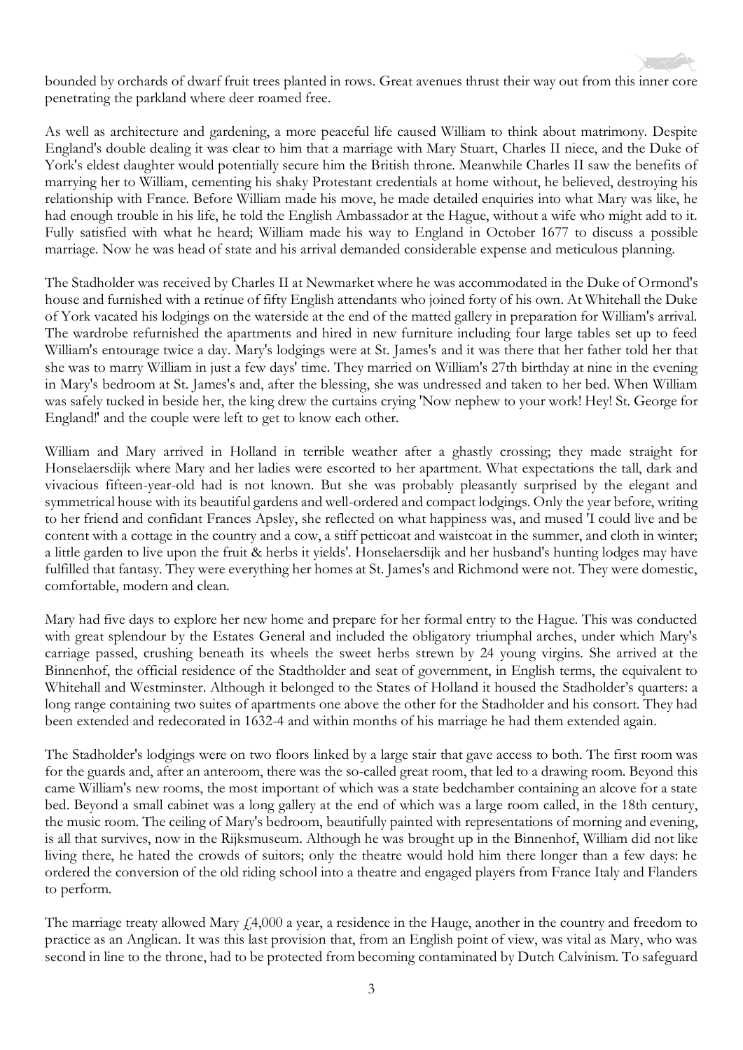bounded by orchards of dwarf fruit trees planted in rows. Great avenues thrust their way out from this inner core penetrating the parkland where deer roamed free.

As well as architecture and gardening, a more peaceful life caused William to think about matrimony. Despite England's double dealing it was clear to him that a marriage with Mary Stuart, Charles II niece, and the Duke of York's eldest daughter would potentially secure him the British throne. Meanwhile Charles II saw the benefits of marrying her to William, cementing his shaky Protestant credentials at home without, he believed, destroying his relationship with France. Before William made his move, he made detailed enquiries into what Mary was like, he had enough trouble in his life, he told the English Ambassador at the Hague, without a wife who might add to it. Fully satisfied with what he heard; William made his way to England in October 1677 to discuss a possible marriage. Now he was head of state and his arrival demanded considerable expense and meticulous planning.

The Stadholder was received by Charles II at Newmarket where he was accommodated in the Duke of Ormond's house and furnished with a retinue of fifty English attendants who joined forty of his own. At Whitehall the Duke of York vacated his lodgings on the waterside at the end of the matted gallery in preparation for William's arrival. The wardrobe refurnished the apartments and hired in new furniture including four large tables set up to feed William's entourage twice a day. Mary's lodgings were at St. James's and it was there that her father told her that she was to marry William in just a few days' time. They married on William's 27th birthday at nine in the evening in Mary's bedroom at St. James's and, after the blessing, she was undressed and taken to her bed. When William was safely tucked in beside her, the king drew the curtains crying 'Now nephew to your work! Hey! St. George for England!' and the couple were left to get to know each other.

William and Mary arrived in Holland in terrible weather after a ghastly crossing; they made straight for Honselaersdijk where Mary and her ladies were escorted to her apartment. What expectations the tall, dark and vivacious fifteen-year-old had is not known. But she was probably pleasantly surprised by the elegant and symmetrical house with its beautiful gardens and well-ordered and compact lodgings. Only the year before, writing to her friend and confidant Frances Apsley, she reflected on what happiness was, and mused 'I could live and be content with a cottage in the country and a cow, a stiff petticoat and waistcoat in the summer, and cloth in winter; a little garden to live upon the fruit & herbs it yields'. Honselaersdijk and her husband's hunting lodges may have fulfilled that fantasy. They were everything her homes at St. James's and Richmond were not. They were domestic, comfortable, modern and clean.

Mary had five days to explore her new home and prepare for her formal entry to the Hague. This was conducted with great splendour by the Estates General and included the obligatory triumphal arches, under which Mary's carriage passed, crushing beneath its wheels the sweet herbs strewn by 24 young virgins. She arrived at the Binnenhof, the official residence of the Stadholder and seat of government, in English terms, the equivalent to Whitehall and Westminster. Although it belonged to the States of Holland it housed the Stadholder's quarters: a long range containing two suites of apartments one above the other for the Stadholder and his consort. They had been extended and redecorated in 1632-4 and within months of his marriage he had them extended again.

The Stadholder's lodgings were on two floors linked by a large stair that gave access to both. The first room was for the guards and, after an anteroom, there was the so-called great room, that led to a drawing room. Beyond this came William's new rooms, the most important of which was a state bedchamber containing an alcove for a state bed. Beyond a small cabinet was a long gallery at the end of which was a large room called, in the 18th century, the music room. The ceiling of Mary's bedroom, beautifully painted with representations of morning and evening, is all that survives, now in the Rijksmuseum. Although he was brought up in the Binnenhof, William did not like living there, he hated the crowds of suitors; only the theatre would hold him there longer than a few days: he ordered the conversion of the old riding school into a theatre and engaged players from France Italy and Flanders to perform.

The marriage treaty allowed Mary £4,000 a year, a residence in the Hauge, another in the country and freedom to practice as an Anglican. It was this last provision that, from an English point of view, was vital as Mary, who was second in line to the throne, had to be protected from becoming contaminated by Dutch Calvinism. To safeguard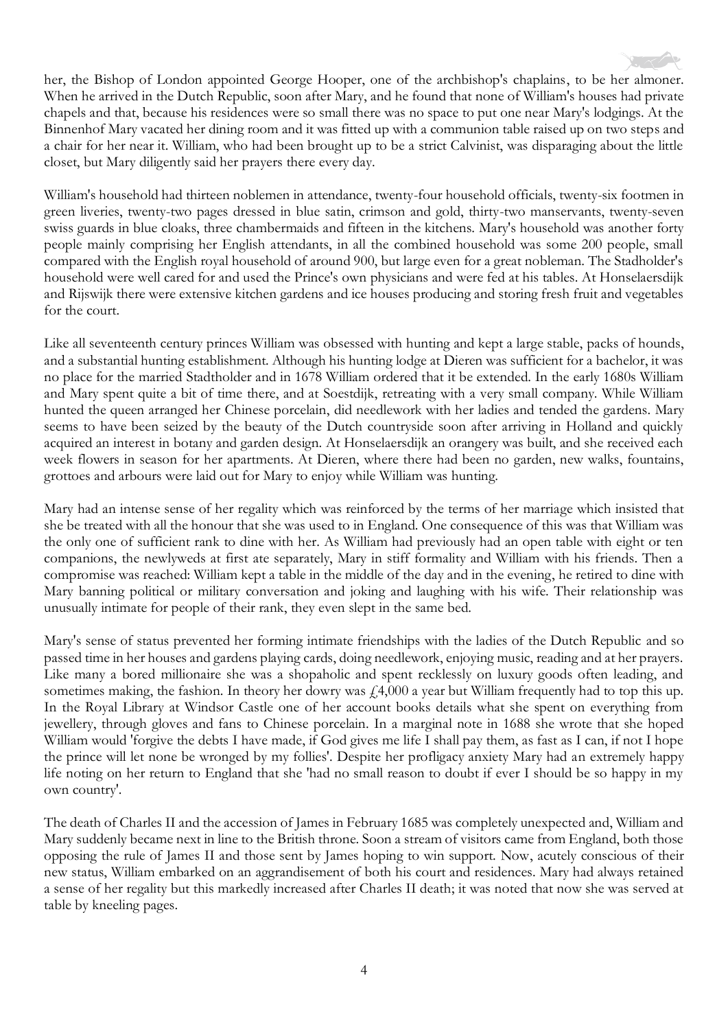her, the Bishop of London appointed George Hooper, one of the archbishop's chaplains, to be her almoner. When he arrived in the Dutch Republic, soon after Mary, and he found that none of William's houses had private chapels and that, because his residences were so small there was no space to put one near Mary's lodgings. At the Binnenhof Mary vacated her dining room and it was fitted up with a communion table raised up on two steps and a chair for her near it. William, who had been brought up to be a strict Calvinist, was disparaging about the little closet, but Mary diligently said her prayers there every day.

William's household had thirteen noblemen in attendance, twenty-four household officials, twenty-six footmen in green liveries, twenty-two pages dressed in blue satin, crimson and gold, thirty-two manservants, twenty-seven swiss guards in blue cloaks, three chambermaids and fifteen in the kitchens. Mary's household was another forty people mainly comprising her English attendants, in all the combined household was some 200 people, small compared with the English royal household of around 900, but large even for a great nobleman. The Stadholder's household were well cared for and used the Prince's own physicians and were fed at his tables. At Honselaersdijk and Rijswijk there were extensive kitchen gardens and ice houses producing and storing fresh fruit and vegetables for the court.

Like all seventeenth century princes William was obsessed with hunting and kept a large stable, packs of hounds, and a substantial hunting establishment. Although his hunting lodge at Dieren was sufficient for a bachelor, it was no place for the married Stadtholder and in 1678 William ordered that it be extended. In the early 1680s William and Mary spent quite a bit of time there, and at Soestdijk, retreating with a very small company. While William hunted the queen arranged her Chinese porcelain, did needlework with her ladies and tended the gardens. Mary seems to have been seized by the beauty of the Dutch countryside soon after arriving in Holland and quickly acquired an interest in botany and garden design. At Honselaersdijk an orangery was built, and she received each week flowers in season for her apartments. At Dieren, where there had been no garden, new walks, fountains, grottoes and arbours were laid out for Mary to enjoy while William was hunting.

Mary had an intense sense of her regality which was reinforced by the terms of her marriage which insisted that she be treated with all the honour that she was used to in England. One consequence of this was that William was the only one of sufficient rank to dine with her. As William had previously had an open table with eight or ten companions, the newlyweds at first ate separately, Mary in stiff formality and William with his friends. Then a compromise was reached: William kept a table in the middle of the day and in the evening, he retired to dine with Mary banning political or military conversation and joking and laughing with his wife. Their relationship was unusually intimate for people of their rank, they even slept in the same bed.

Mary's sense of status prevented her forming intimate friendships with the ladies of the Dutch Republic and so passed time in her houses and gardens playing cards, doing needlework, enjoying music, reading and at her prayers. Like many a bored millionaire she was a shopaholic and spent recklessly on luxury goods often leading, and sometimes making, the fashion. In theory her dowry was £4,000 a year but William frequently had to top this up. In the Royal Library at Windsor Castle one of her account books details what she spent on everything from jewellery, through gloves and fans to Chinese porcelain. In a marginal note in 1688 she wrote that she hoped William would 'forgive the debts I have made, if God gives me life I shall pay them, as fast as I can, if not I hope the prince will let none be wronged by my follies'. Despite her profligacy anxiety Mary had an extremely happy life noting on her return to England that she 'had no small reason to doubt if ever I should be so happy in my own country'.

The death of Charles II and the accession of James in February 1685 was completely unexpected and, William and Mary suddenly became next in line to the British throne. Soon a stream of visitors came from England, both those opposing the rule of James II and those sent by James hoping to win support. Now, acutely conscious of their new status, William embarked on an aggrandisement of both his court and residences. Mary had always retained a sense of her regality but this markedly increased after Charles II death; it was noted that now she was served at table by kneeling pages.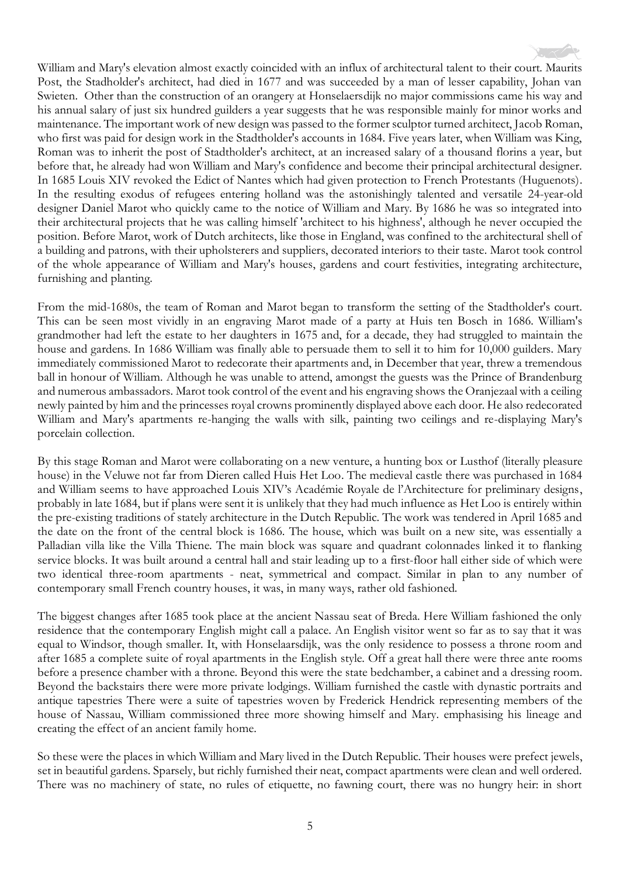William and Mary's elevation almost exactly coincided with an influx of architectural talent to their court. Maurits Post, the Stadholder's architect, had died in 1677 and was succeeded by a man of lesser capability, Johan van Swieten. Other than the construction of an orangery at Honselaersdijk no major commissions came his way and his annual salary of just six hundred guilders a year suggests that he was responsible mainly for minor works and maintenance. The important work of new design was passed to the former sculptor turned architect, Jacob Roman, who first was paid for design work in the Stadtholder's accounts in 1684. Five years later, when William was King, Roman was to inherit the post of Stadtholder's architect, at an increased salary of a thousand florins a year, but before that, he already had won William and Mary's confidence and become their principal architectural designer. In 1685 Louis XIV revoked the Edict of Nantes which had given protection to French Protestants (Huguenots). In the resulting exodus of refugees entering holland was the astonishingly talented and versatile 24-year-old designer Daniel Marot who quickly came to the notice of William and Mary. By 1686 he was so integrated into their architectural projects that he was calling himself 'architect to his highness', although he never occupied the position. Before Marot, work of Dutch architects, like those in England, was confined to the architectural shell of a building and patrons, with their upholsterers and suppliers, decorated interiors to their taste. Marot took control of the whole appearance of William and Mary's houses, gardens and court festivities, integrating architecture, furnishing and planting.

From the mid-1680s, the team of Roman and Marot began to transform the setting of the Stadtholder's court. This can be seen most vividly in an engraving Marot made of a party at Huis ten Bosch in 1686. William's grandmother had left the estate to her daughters in 1675 and, for a decade, they had struggled to maintain the house and gardens. In 1686 William was finally able to persuade them to sell it to him for 10,000 guilders. Mary immediately commissioned Marot to redecorate their apartments and, in December that year, threw a tremendous ball in honour of William. Although he was unable to attend, amongst the guests was the Prince of Brandenburg and numerous ambassadors. Marot took control of the event and his engraving shows the Oranjezaal with a ceiling newly painted by him and the princesses royal crowns prominently displayed above each door. He also redecorated William and Mary's apartments re-hanging the walls with silk, painting two ceilings and re-displaying Mary's porcelain collection.

By this stage Roman and Marot were collaborating on a new venture, a hunting box or Lusthof (literally pleasure house) in the Veluwe not far from Dieren called Huis Het Loo. The medieval castle there was purchased in 1684 and William seems to have approached Louis XIV's Académie Royale de l'Architecture for preliminary designs, probably in late 1684, but if plans were sent it is unlikely that they had much influence as Het Loo is entirely within the pre-existing traditions of stately architecture in the Dutch Republic. The work was tendered in April 1685 and the date on the front of the central block is 1686. The house, which was built on a new site, was essentially a Palladian villa like the Villa Thiene. The main block was square and quadrant colonnades linked it to flanking service blocks. It was built around a central hall and stair leading up to a first-floor hall either side of which were two identical three-room apartments - neat, symmetrical and compact. Similar in plan to any number of contemporary small French country houses, it was, in many ways, rather old fashioned.

The biggest changes after 1685 took place at the ancient Nassau seat of Breda. Here William fashioned the only residence that the contemporary English might call a palace. An English visitor went so far as to say that it was equal to Windsor, though smaller. It, with Honselaarsdijk, was the only residence to possess a throne room and after 1685 a complete suite of royal apartments in the English style. Off a great hall there were three ante rooms before a presence chamber with a throne. Beyond this were the state bedchamber, a cabinet and a dressing room. Beyond the backstairs there were more private lodgings. William furnished the castle with dynastic portraits and antique tapestries There were a suite of tapestries woven by Frederick Hendrick representing members of the house of Nassau, William commissioned three more showing himself and Mary. emphasising his lineage and creating the effect of an ancient family home.

So these were the places in which William and Mary lived in the Dutch Republic. Their houses were prefect jewels, set in beautiful gardens. Sparsely, but richly furnished their neat, compact apartments were clean and well ordered. There was no machinery of state, no rules of etiquette, no fawning court, there was no hungry heir: in short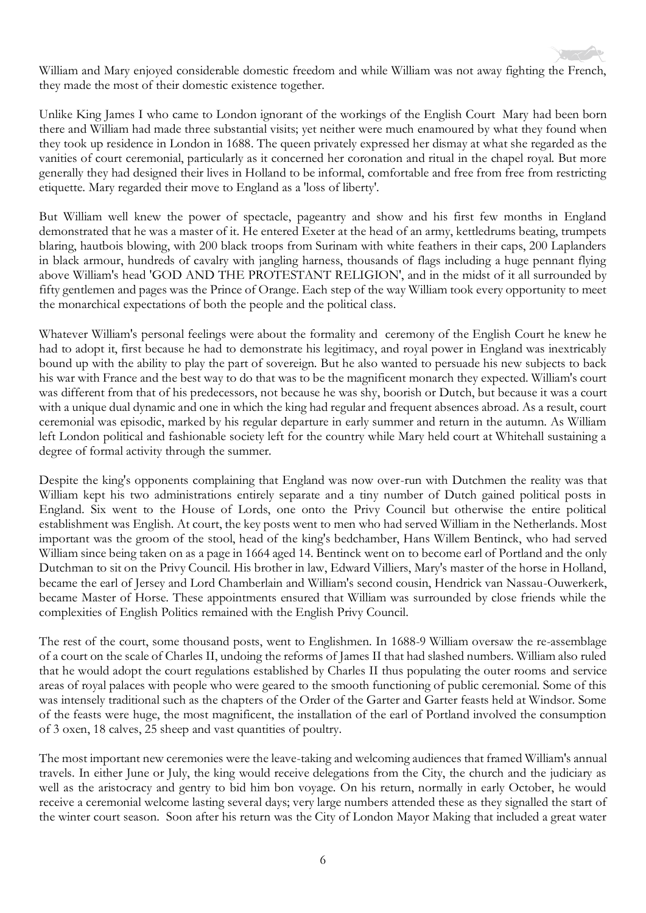William and Mary enjoyed considerable domestic freedom and while William was not away fighting the French, they made the most of their domestic existence together.

Unlike King James I who came to London ignorant of the workings of the English Court Mary had been born there and William had made three substantial visits; yet neither were much enamoured by what they found when they took up residence in London in 1688. The queen privately expressed her dismay at what she regarded as the vanities of court ceremonial, particularly as it concerned her coronation and ritual in the chapel royal. But more generally they had designed their lives in Holland to be informal, comfortable and free from free from restricting etiquette. Mary regarded their move to England as a 'loss of liberty'.

But William well knew the power of spectacle, pageantry and show and his first few months in England demonstrated that he was a master of it. He entered Exeter at the head of an army, kettledrums beating, trumpets blaring, hautbois blowing, with 200 black troops from Surinam with white feathers in their caps, 200 Laplanders in black armour, hundreds of cavalry with jangling harness, thousands of flags including a huge pennant flying above William's head 'GOD AND THE PROTESTANT RELIGION', and in the midst of it all surrounded by fifty gentlemen and pages was the Prince of Orange. Each step of the way William took every opportunity to meet the monarchical expectations of both the people and the political class.

Whatever William's personal feelings were about the formality and ceremony of the English Court he knew he had to adopt it, first because he had to demonstrate his legitimacy, and royal power in England was inextricably bound up with the ability to play the part of sovereign. But he also wanted to persuade his new subjects to back his war with France and the best way to do that was to be the magnificent monarch they expected. William's court was different from that of his predecessors, not because he was shy, boorish or Dutch, but because it was a court with a unique dual dynamic and one in which the king had regular and frequent absences abroad. As a result, court ceremonial was episodic, marked by his regular departure in early summer and return in the autumn. As William left London political and fashionable society left for the country while Mary held court at Whitehall sustaining a degree of formal activity through the summer.

Despite the king's opponents complaining that England was now over-run with Dutchmen the reality was that William kept his two administrations entirely separate and a tiny number of Dutch gained political posts in England. Six went to the House of Lords, one onto the Privy Council but otherwise the entire political establishment was English. At court, the key posts went to men who had served William in the Netherlands. Most important was the groom of the stool, head of the king's bedchamber, Hans Willem Bentinck, who had served William since being taken on as a page in 1664 aged 14. Bentinck went on to become earl of Portland and the only Dutchman to sit on the Privy Council. His brother in law, Edward Villiers, Mary's master of the horse in Holland, became the earl of Jersey and Lord Chamberlain and William's second cousin, Hendrick van Nassau-Ouwerkerk, became Master of Horse. These appointments ensured that William was surrounded by close friends while the complexities of English Politics remained with the English Privy Council.

The rest of the court, some thousand posts, went to Englishmen. In 1688-9 William oversaw the re-assemblage of a court on the scale of Charles II, undoing the reforms of James II that had slashed numbers. William also ruled that he would adopt the court regulations established by Charles II thus populating the outer rooms and service areas of royal palaces with people who were geared to the smooth functioning of public ceremonial. Some of this was intensely traditional such as the chapters of the Order of the Garter and Garter feasts held at Windsor. Some of the feasts were huge, the most magnificent, the installation of the earl of Portland involved the consumption of 3 oxen, 18 calves, 25 sheep and vast quantities of poultry.

The most important new ceremonies were the leave-taking and welcoming audiences that framed William's annual travels. In either June or July, the king would receive delegations from the City, the church and the judiciary as well as the aristocracy and gentry to bid him bon voyage. On his return, normally in early October, he would receive a ceremonial welcome lasting several days; very large numbers attended these as they signalled the start of the winter court season. Soon after his return was the City of London Mayor Making that included a great water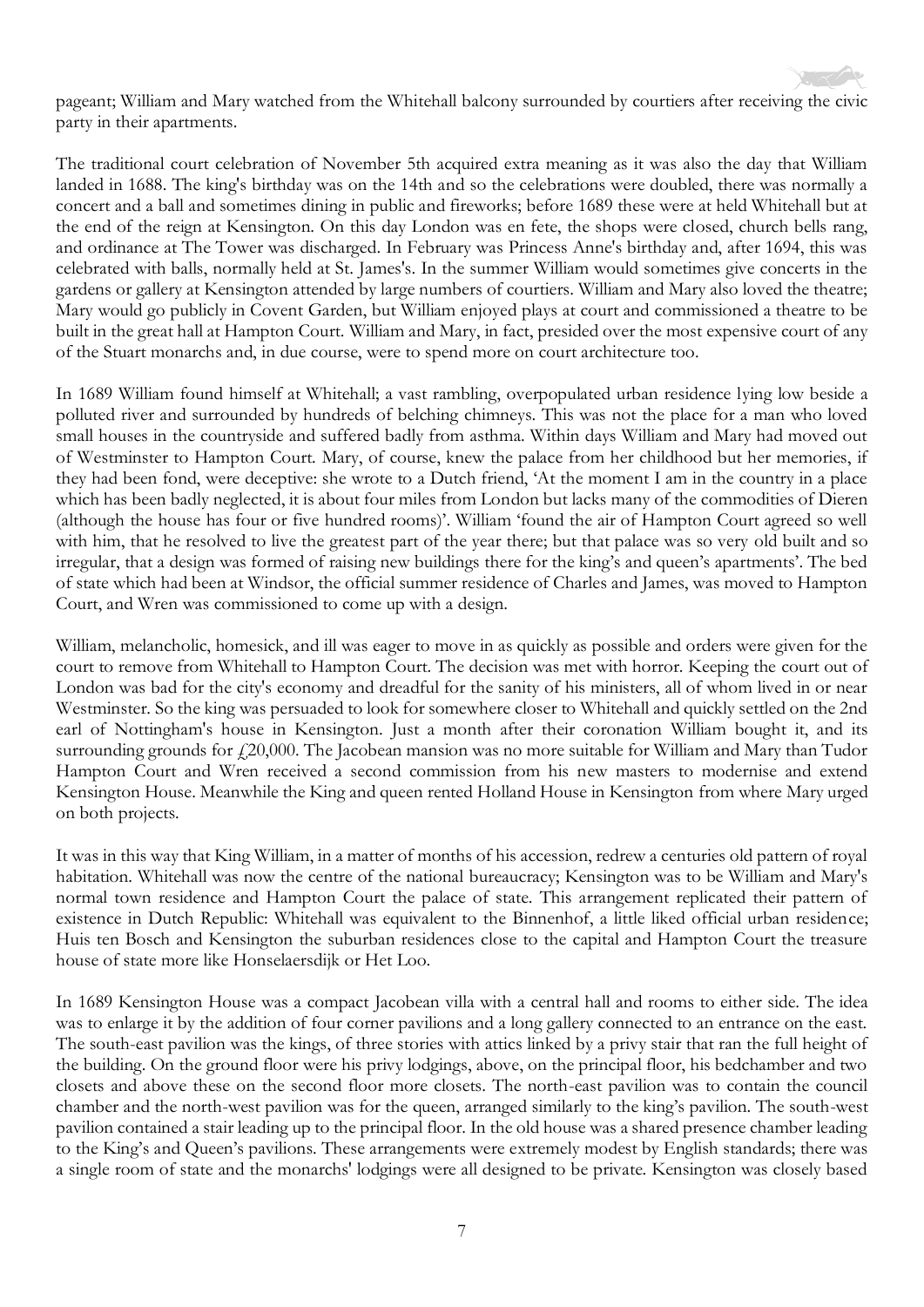pageant; William and Mary watched from the Whitehall balcony surrounded by courtiers after receiving the civic party in their apartments.

The traditional court celebration of November 5th acquired extra meaning as it was also the day that William landed in 1688. The king's birthday was on the 14th and so the celebrations were doubled, there was normally a concert and a ball and sometimes dining in public and fireworks; before 1689 these were at held Whitehall but at the end of the reign at Kensington. On this day London was en fete, the shops were closed, church bells rang, and ordinance at The Tower was discharged. In February was Princess Anne's birthday and, after 1694, this was celebrated with balls, normally held at St. James's. In the summer William would sometimes give concerts in the gardens or gallery at Kensington attended by large numbers of courtiers. William and Mary also loved the theatre; Mary would go publicly in Covent Garden, but William enjoyed plays at court and commissioned a theatre to be built in the great hall at Hampton Court. William and Mary, in fact, presided over the most expensive court of any of the Stuart monarchs and, in due course, were to spend more on court architecture too.

In 1689 William found himself at Whitehall; a vast rambling, overpopulated urban residence lying low beside a polluted river and surrounded by hundreds of belching chimneys. This was not the place for a man who loved small houses in the countryside and suffered badly from asthma. Within days William and Mary had moved out of Westminster to Hampton Court. Mary, of course, knew the palace from her childhood but her memories, if they had been fond, were deceptive: she wrote to a Dutch friend, 'At the moment I am in the country in a place which has been badly neglected, it is about four miles from London but lacks many of the commodities of Dieren (although the house has four or five hundred rooms)'. William 'found the air of Hampton Court agreed so well with him, that he resolved to live the greatest part of the year there; but that palace was so very old built and so irregular, that a design was formed of raising new buildings there for the king's and queen's apartments'. The bed of state which had been at Windsor, the official summer residence of Charles and James, was moved to Hampton Court, and Wren was commissioned to come up with a design.

William, melancholic, homesick, and ill was eager to move in as quickly as possible and orders were given for the court to remove from Whitehall to Hampton Court. The decision was met with horror. Keeping the court out of London was bad for the city's economy and dreadful for the sanity of his ministers, all of whom lived in or near Westminster. So the king was persuaded to look for somewhere closer to Whitehall and quickly settled on the 2nd earl of Nottingham's house in Kensington. Just a month after their coronation William bought it, and its surrounding grounds for £20,000. The Jacobean mansion was no more suitable for William and Mary than Tudor Hampton Court and Wren received a second commission from his new masters to modernise and extend Kensington House. Meanwhile the King and queen rented Holland House in Kensington from where Mary urged on both projects.

It was in this way that King William, in a matter of months of his accession, redrew a centuries old pattern of royal habitation. Whitehall was now the centre of the national bureaucracy; Kensington was to be William and Mary's normal town residence and Hampton Court the palace of state. This arrangement replicated their pattern of existence in Dutch Republic: Whitehall was equivalent to the Binnenhof, a little liked official urban residence; Huis ten Bosch and Kensington the suburban residences close to the capital and Hampton Court the treasure house of state more like Honselaersdijk or Het Loo.

In 1689 Kensington House was a compact Jacobean villa with a central hall and rooms to either side. The idea was to enlarge it by the addition of four corner pavilions and a long gallery connected to an entrance on the east. The south-east pavilion was the kings, of three stories with attics linked by a privy stair that ran the full height of the building. On the ground floor were his privy lodgings, above, on the principal floor, his bedchamber and two closets and above these on the second floor more closets. The north-east pavilion was to contain the council chamber and the north-west pavilion was for the queen, arranged similarly to the king's pavilion. The south-west pavilion contained a stair leading up to the principal floor. In the old house was a shared presence chamber leading to the King's and Queen's pavilions. These arrangements were extremely modest by English standards; there was a single room of state and the monarchs' lodgings were all designed to be private. Kensington was closely based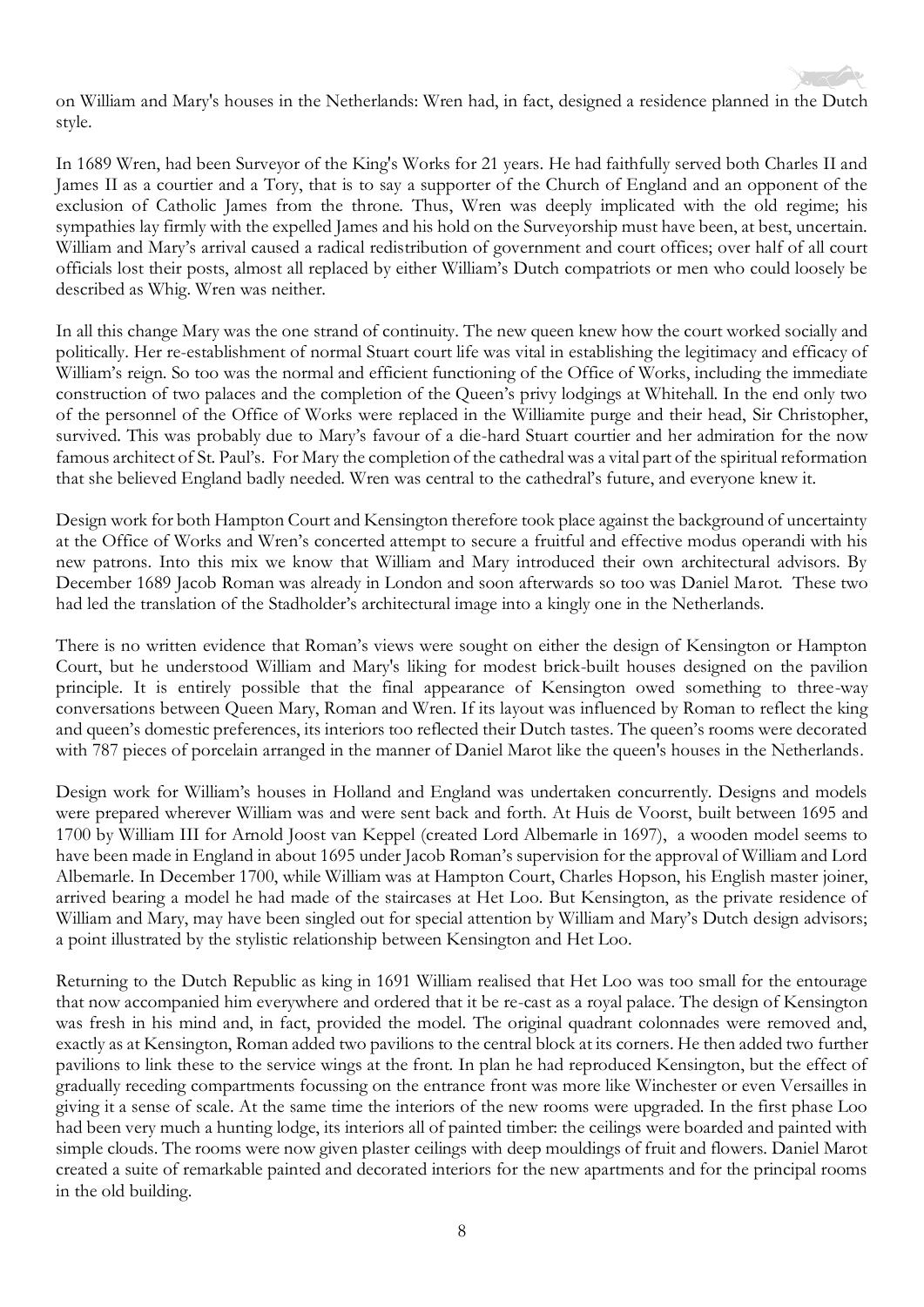on William and Mary's houses in the Netherlands: Wren had, in fact, designed a residence planned in the Dutch style.

In 1689 Wren, had been Surveyor of the King's Works for 21 years. He had faithfully served both Charles II and James II as a courtier and a Tory, that is to say a supporter of the Church of England and an opponent of the exclusion of Catholic James from the throne. Thus, Wren was deeply implicated with the old regime; his sympathies lay firmly with the expelled James and his hold on the Surveyorship must have been, at best, uncertain. William and Mary's arrival caused a radical redistribution of government and court offices; over half of all court officials lost their posts, almost all replaced by either William's Dutch compatriots or men who could loosely be described as Whig. Wren was neither.

In all this change Mary was the one strand of continuity. The new queen knew how the court worked socially and politically. Her re-establishment of normal Stuart court life was vital in establishing the legitimacy and efficacy of William's reign. So too was the normal and efficient functioning of the Office of Works, including the immediate construction of two palaces and the completion of the Queen's privy lodgings at Whitehall. In the end only two of the personnel of the Office of Works were replaced in the Williamite purge and their head, Sir Christopher, survived. This was probably due to Mary's favour of a die-hard Stuart courtier and her admiration for the now famous architect of St. Paul's. For Mary the completion of the cathedral was a vital part of the spiritual reformation that she believed England badly needed. Wren was central to the cathedral's future, and everyone knew it.

Design work for both Hampton Court and Kensington therefore took place against the background of uncertainty at the Office of Works and Wren's concerted attempt to secure a fruitful and effective modus operandi with his new patrons. Into this mix we know that William and Mary introduced their own architectural advisors. By December 1689 Jacob Roman was already in London and soon afterwards so too was Daniel Marot. These two had led the translation of the Stadholder's architectural image into a kingly one in the Netherlands.

There is no written evidence that Roman's views were sought on either the design of Kensington or Hampton Court, but he understood William and Mary's liking for modest brick-built houses designed on the pavilion principle. It is entirely possible that the final appearance of Kensington owed something to three-way conversations between Queen Mary, Roman and Wren. If its layout was influenced by Roman to reflect the king and queen's domestic preferences, its interiors too reflected their Dutch tastes. The queen's rooms were decorated with 787 pieces of porcelain arranged in the manner of Daniel Marot like the queen's houses in the Netherlands.

Design work for William's houses in Holland and England was undertaken concurrently. Designs and models were prepared wherever William was and were sent back and forth. At Huis de Voorst, built between 1695 and 1700 by William III for Arnold Joost van Keppel (created Lord Albemarle in 1697), a wooden model seems to have been made in England in about 1695 under Jacob Roman's supervision for the approval of William and Lord Albemarle. In December 1700, while William was at Hampton Court, Charles Hopson, his English master joiner, arrived bearing a model he had made of the staircases at Het Loo. But Kensington, as the private residence of William and Mary, may have been singled out for special attention by William and Mary's Dutch design advisors; a point illustrated by the stylistic relationship between Kensington and Het Loo.

Returning to the Dutch Republic as king in 1691 William realised that Het Loo was too small for the entourage that now accompanied him everywhere and ordered that it be re-cast as a royal palace. The design of Kensington was fresh in his mind and, in fact, provided the model. The original quadrant colonnades were removed and, exactly as at Kensington, Roman added two pavilions to the central block at its corners. He then added two further pavilions to link these to the service wings at the front. In plan he had reproduced Kensington, but the effect of gradually receding compartments focussing on the entrance front was more like Winchester or even Versailles in giving it a sense of scale. At the same time the interiors of the new rooms were upgraded. In the first phase Loo had been very much a hunting lodge, its interiors all of painted timber: the ceilings were boarded and painted with simple clouds. The rooms were now given plaster ceilings with deep mouldings of fruit and flowers. Daniel Marot created a suite of remarkable painted and decorated interiors for the new apartments and for the principal rooms in the old building.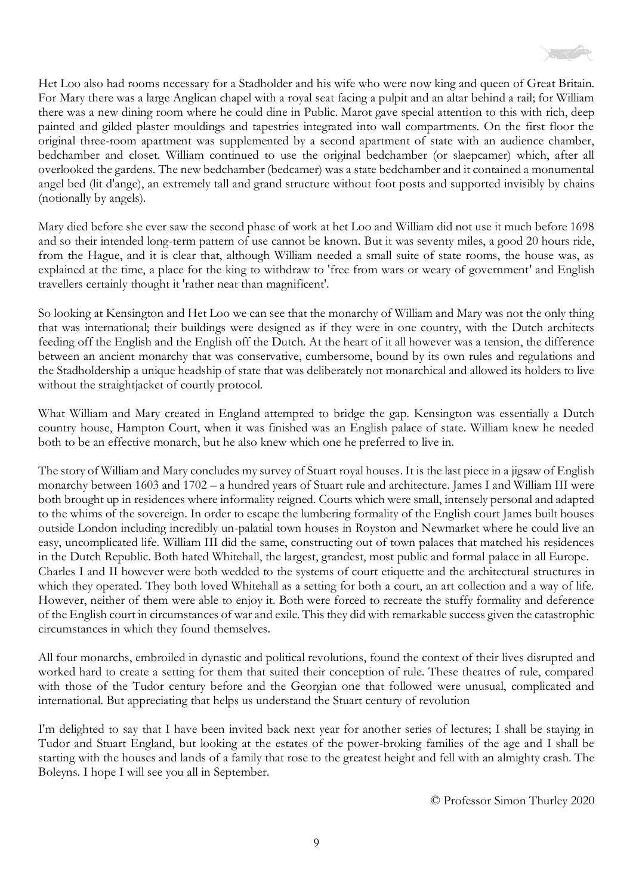Het Loo also had rooms necessary for a Stadholder and his wife who were now king and queen of Great Britain. For Mary there was a large Anglican chapel with a royal seat facing a pulpit and an altar behind a rail; for William there was a new dining room where he could dine in Public. Marot gave special attention to this with rich, deep painted and gilded plaster mouldings and tapestries integrated into wall compartments. On the first floor the original three-room apartment was supplemented by a second apartment of state with an audience chamber, bedchamber and closet. William continued to use the original bedchamber (or slaepcamer) which, after all overlooked the gardens. The new bedchamber (bedcamer) was a state bedchamber and it contained a monumental angel bed (lit d'ange), an extremely tall and grand structure without foot posts and supported invisibly by chains (notionally by angels).

Mary died before she ever saw the second phase of work at het Loo and William did not use it much before 1698 and so their intended long-term pattern of use cannot be known. But it was seventy miles, a good 20 hours ride, from the Hague, and it is clear that, although William needed a small suite of state rooms, the house was, as explained at the time, a place for the king to withdraw to 'free from wars or weary of government' and English travellers certainly thought it 'rather neat than magnificent'.

So looking at Kensington and Het Loo we can see that the monarchy of William and Mary was not the only thing that was international; their buildings were designed as if they were in one country, with the Dutch architects feeding off the English and the English off the Dutch. At the heart of it all however was a tension, the difference between an ancient monarchy that was conservative, cumbersome, bound by its own rules and regulations and the Stadholdership a unique headship of state that was deliberately not monarchical and allowed its holders to live without the straightjacket of courtly protocol.

What William and Mary created in England attempted to bridge the gap. Kensington was essentially a Dutch country house, Hampton Court, when it was finished was an English palace of state. William knew he needed both to be an effective monarch, but he also knew which one he preferred to live in.

The story of William and Mary concludes my survey of Stuart royal houses. It is the last piece in a jigsaw of English monarchy between 1603 and 1702 – a hundred years of Stuart rule and architecture. James I and William III were both brought up in residences where informality reigned. Courts which were small, intensely personal and adapted to the whims of the sovereign. In order to escape the lumbering formality of the English court James built houses outside London including incredibly un-palatial town houses in Royston and Newmarket where he could live an easy, uncomplicated life. William III did the same, constructing out of town palaces that matched his residences in the Dutch Republic. Both hated Whitehall, the largest, grandest, most public and formal palace in all Europe. Charles I and II however were both wedded to the systems of court etiquette and the architectural structures in which they operated. They both loved Whitehall as a setting for both a court, an art collection and a way of life. However, neither of them were able to enjoy it. Both were forced to recreate the stuffy formality and deference of the English court in circumstances of war and exile. This they did with remarkable success given the catastrophic circumstances in which they found themselves.

All four monarchs, embroiled in dynastic and political revolutions, found the context of their lives disrupted and worked hard to create a setting for them that suited their conception of rule. These theatres of rule, compared with those of the Tudor century before and the Georgian one that followed were unusual, complicated and international. But appreciating that helps us understand the Stuart century of revolution

I'm delighted to say that I have been invited back next year for another series of lectures; I shall be staying in Tudor and Stuart England, but looking at the estates of the power-broking families of the age and I shall be starting with the houses and lands of a family that rose to the greatest height and fell with an almighty crash. The Boleyns. I hope I will see you all in September.

© Professor Simon Thurley 2020